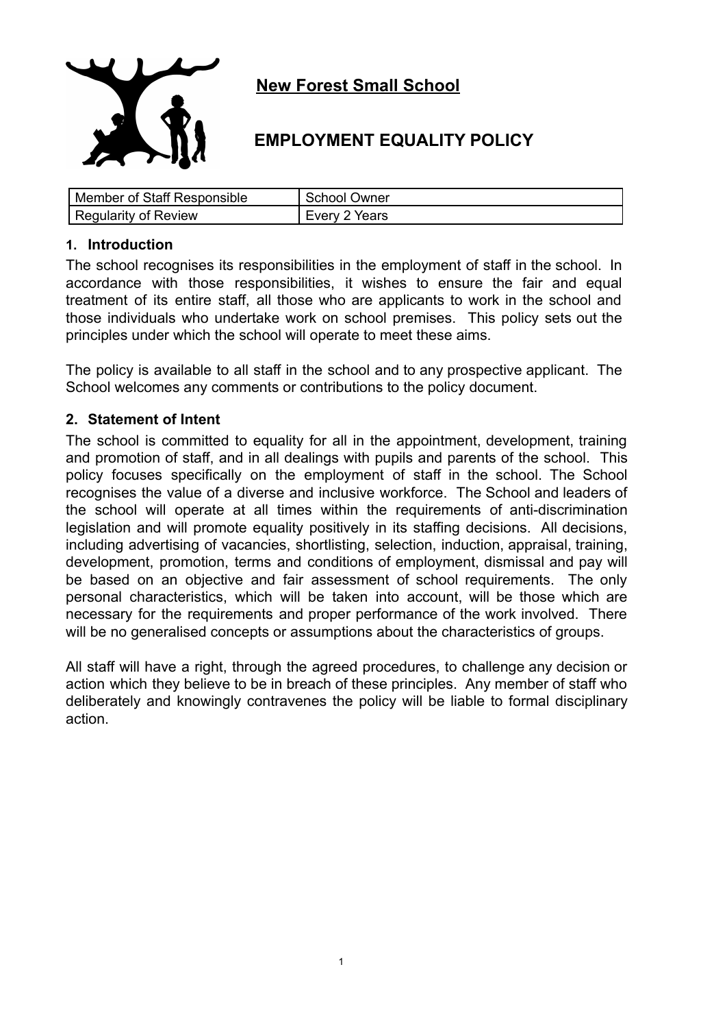# New Forest Small School

## EMPLOYMENT EQUALITY POLICY

| Member of Staff Responsible | School Owner |
| --- | --- |
| Regularity of Review | Every 2 Years |

### 1. Introduction

The school recognises its responsibilities in the employment of staff in the school. In accordance with those responsibilities, it wishes to ensure the fair and equal treatment of its entire staff, all those who are applicants to work in the school and those individuals who undertake work on school premises. This policy sets out the principles under which the school will operate to meet these aims.

The policy is available to all staff in the school and to any prospective applicant. The School welcomes any comments or contributions to the policy document.

### 2. Statement of Intent

The school is committed to equality for all in the appointment, development, training and promotion of staff, and in all dealings with pupils and parents of the school. This policy focuses specifically on the employment of staff in the school. The School recognises the value of a diverse and inclusive workforce. The School and leaders of the school will operate at all times within the requirements of anti-discrimination legislation and will promote equality positively in its staffing decisions. All decisions, including advertising of vacancies, shortlisting, selection, induction, appraisal, training, development, promotion, terms and conditions of employment, dismissal and pay will be based on an objective and fair assessment of school requirements. The only personal characteristics, which will be taken into account, will be those which are necessary for the requirements and proper performance of the work involved. There will be no generalised concepts or assumptions about the characteristics of groups.

All staff will have a right, through the agreed procedures, to challenge any decision or action which they believe to be in breach of these principles. Any member of staff who deliberately and knowingly contravenes the policy will be liable to formal disciplinary action.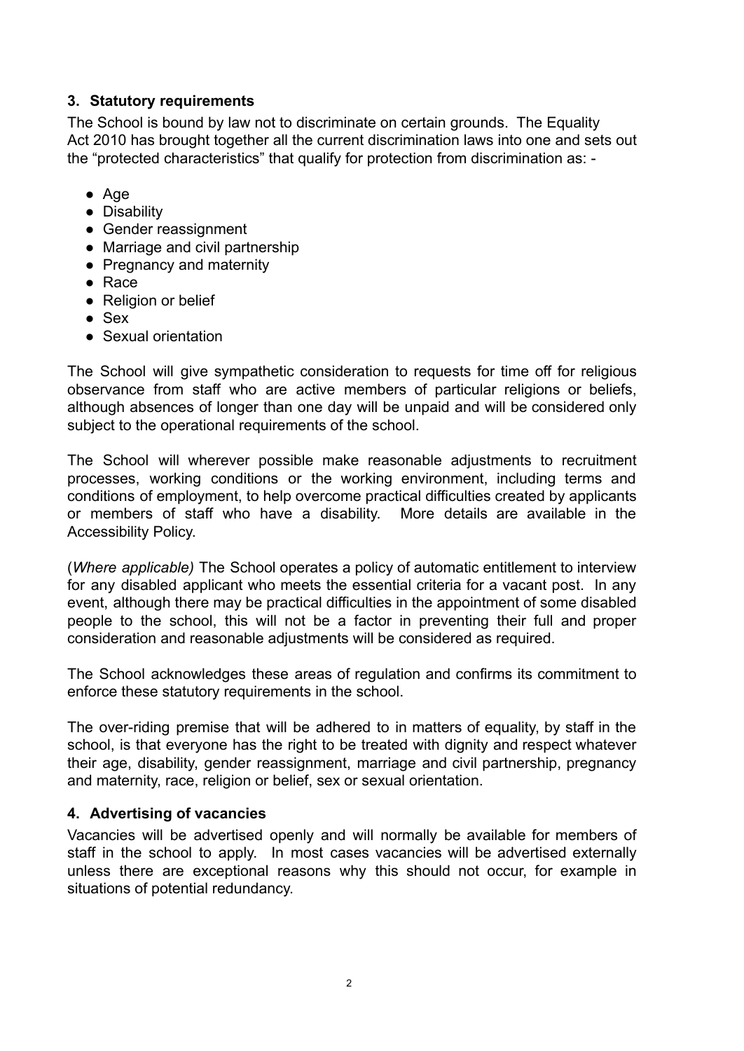### 3. Statutory requirements

The School is bound by law not to discriminate on certain grounds. The Equality Act 2010 has brought together all the current discrimination laws into one and sets out the "protected characteristics" that qualify for protection from discrimination as: -

- Age
- Disability
- Gender reassignment
- Marriage and civil partnership
- Pregnancy and maternity
- Race
- Religion or belief
- Sex
- Sexual orientation

The School will give sympathetic consideration to requests for time off for religious observance from staff who are active members of particular religions or beliefs, although absences of longer than one day will be unpaid and will be considered only subject to the operational requirements of the school.

The School will wherever possible make reasonable adjustments to recruitment processes, working conditions or the working environment, including terms and conditions of employment, to help overcome practical difficulties created by applicants or members of staff who have a disability. More details are available in the Accessibility Policy.

(*Where applicable)* The School operates a policy of automatic entitlement to interview for any disabled applicant who meets the essential criteria for a vacant post. In any event, although there may be practical difficulties in the appointment of some disabled people to the school, this will not be a factor in preventing their full and proper consideration and reasonable adjustments will be considered as required.

The School acknowledges these areas of regulation and confirms its commitment to enforce these statutory requirements in the school.

The over-riding premise that will be adhered to in matters of equality, by staff in the school, is that everyone has the right to be treated with dignity and respect whatever their age, disability, gender reassignment, marriage and civil partnership, pregnancy and maternity, race, religion or belief, sex or sexual orientation.

### 4. Advertising of vacancies

Vacancies will be advertised openly and will normally be available for members of staff in the school to apply. In most cases vacancies will be advertised externally unless there are exceptional reasons why this should not occur, for example in situations of potential redundancy.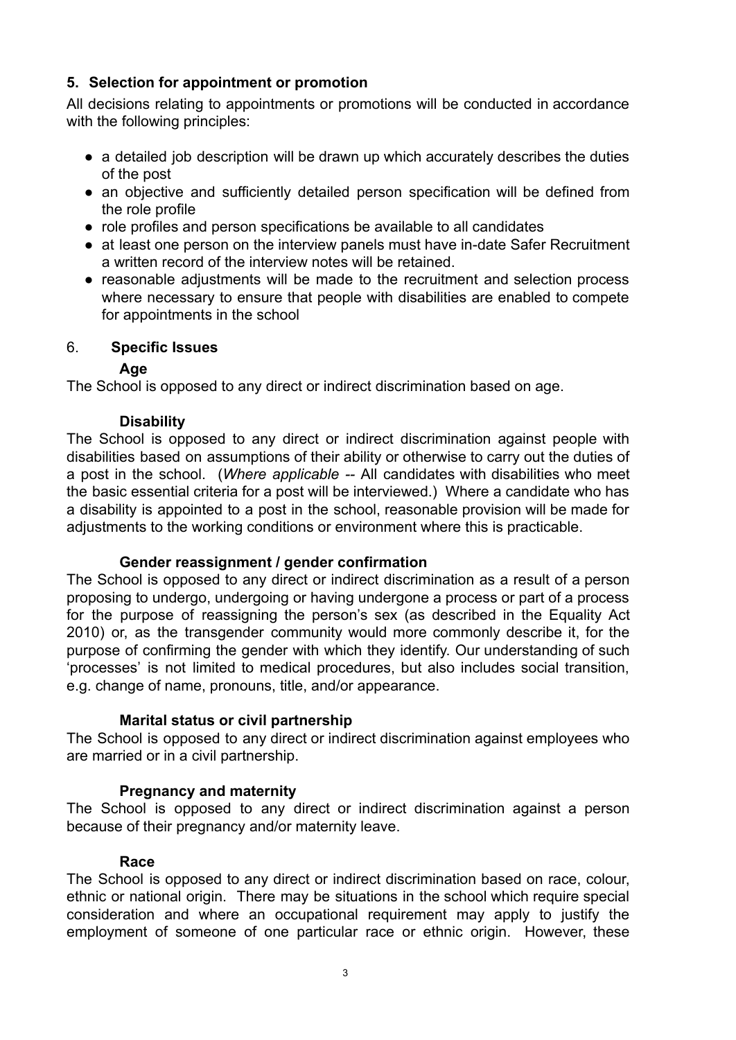## 5. Selection for appointment or promotion

All decisions relating to appointments or promotions will be conducted in accordance with the following principles:

- a detailed job description will be drawn up which accurately describes the duties of the post
- an objective and sufficiently detailed person specification will be defined from the role profile
- role profiles and person specifications be available to all candidates
- at least one person on the interview panels must have in-date Safer Recruitment a written record of the interview notes will be retained.
- reasonable adjustments will be made to the recruitment and selection process where necessary to ensure that people with disabilities are enabled to compete for appointments in the school

## 6. Specific Issues

### Age

The School is opposed to any direct or indirect discrimination based on age.

### Disability

The School is opposed to any direct or indirect discrimination against people with disabilities based on assumptions of their ability or otherwise to carry out the duties of a post in the school. (*Where applicable* -- All candidates with disabilities who meet the basic essential criteria for a post will be interviewed.) Where a candidate who has a disability is appointed to a post in the school, reasonable provision will be made for adjustments to the working conditions or environment where this is practicable.

### Gender reassignment / gender confirmation

The School is opposed to any direct or indirect discrimination as a result of a person proposing to undergo, undergoing or having undergone a process or part of a process for the purpose of reassigning the person's sex (as described in the Equality Act 2010) or, as the transgender community would more commonly describe it, for the purpose of confirming the gender with which they identify. Our understanding of such 'processes' is not limited to medical procedures, but also includes social transition, e.g. change of name, pronouns, title, and/or appearance.

### Marital status or civil partnership

The School is opposed to any direct or indirect discrimination against employees who are married or in a civil partnership.

### Pregnancy and maternity

The School is opposed to any direct or indirect discrimination against a person because of their pregnancy and/or maternity leave.

### Race

The School is opposed to any direct or indirect discrimination based on race, colour, ethnic or national origin. There may be situations in the school which require special consideration and where an occupational requirement may apply to justify the employment of someone of one particular race or ethnic origin. However, these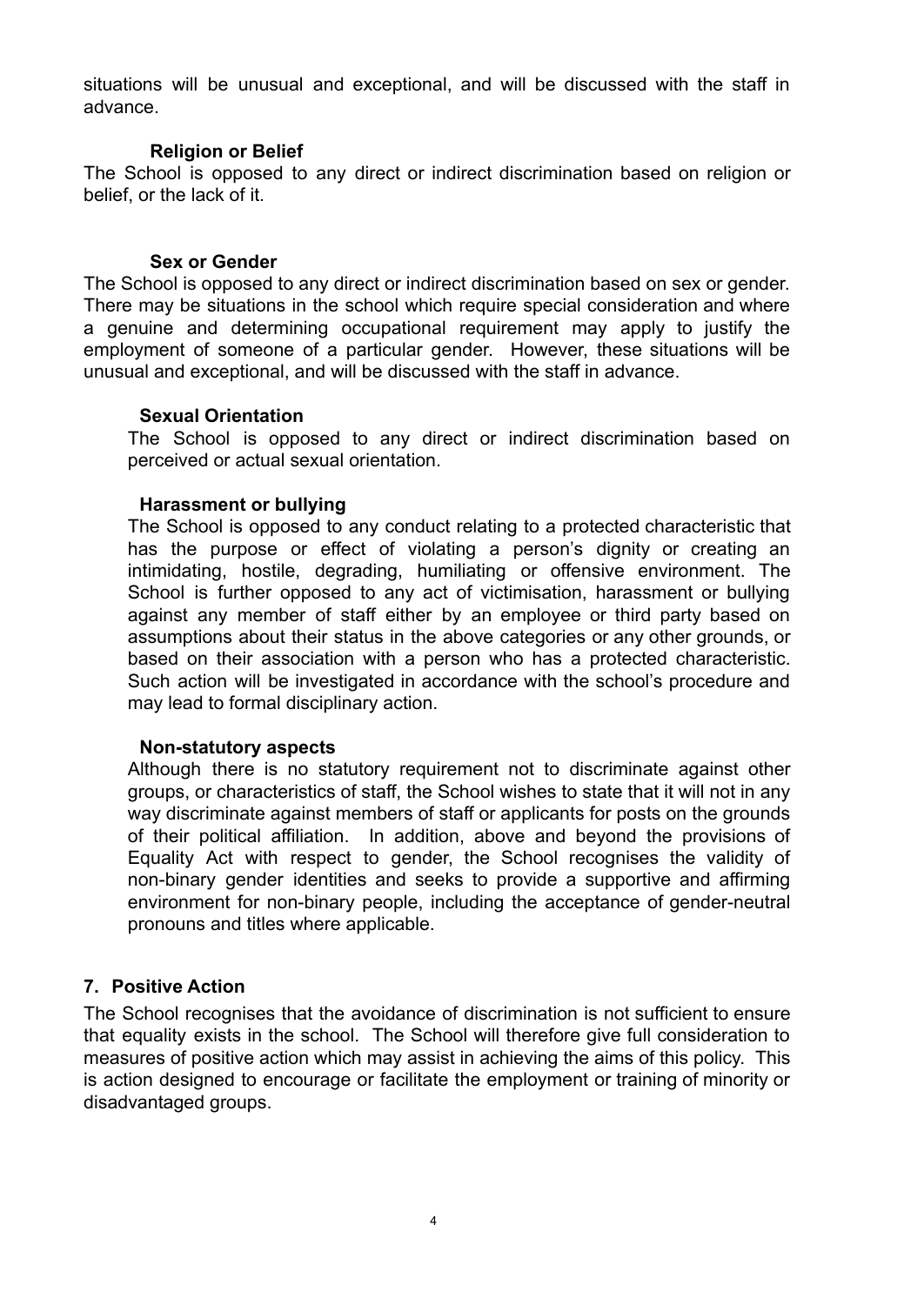situations will be unusual and exceptional, and will be discussed with the staff in advance.

**Religion or Belief**

The School is opposed to any direct or indirect discrimination based on religion or belief, or the lack of it.

**Sex or Gender**

The School is opposed to any direct or indirect discrimination based on sex or gender. There may be situations in the school which require special consideration and where a genuine and determining occupational requirement may apply to justify the employment of someone of a particular gender. However, these situations will be unusual and exceptional, and will be discussed with the staff in advance.

**Sexual Orientation**

The School is opposed to any direct or indirect discrimination based on perceived or actual sexual orientation.

**Harassment or bullying**

The School is opposed to any conduct relating to a protected characteristic that has the purpose or effect of violating a person's dignity or creating an intimidating, hostile, degrading, humiliating or offensive environment. The School is further opposed to any act of victimisation, harassment or bullying against any member of staff either by an employee or third party based on assumptions about their status in the above categories or any other grounds, or based on their association with a person who has a protected characteristic. Such action will be investigated in accordance with the school's procedure and may lead to formal disciplinary action.

**Non-statutory aspects**

Although there is no statutory requirement not to discriminate against other groups, or characteristics of staff, the School wishes to state that it will not in any way discriminate against members of staff or applicants for posts on the grounds of their political affiliation. In addition, above and beyond the provisions of Equality Act with respect to gender, the School recognises the validity of non-binary gender identities and seeks to provide a supportive and affirming environment for non-binary people, including the acceptance of gender-neutral pronouns and titles where applicable.

## 7. Positive Action

The School recognises that the avoidance of discrimination is not sufficient to ensure that equality exists in the school. The School will therefore give full consideration to measures of positive action which may assist in achieving the aims of this policy. This is action designed to encourage or facilitate the employment or training of minority or disadvantaged groups.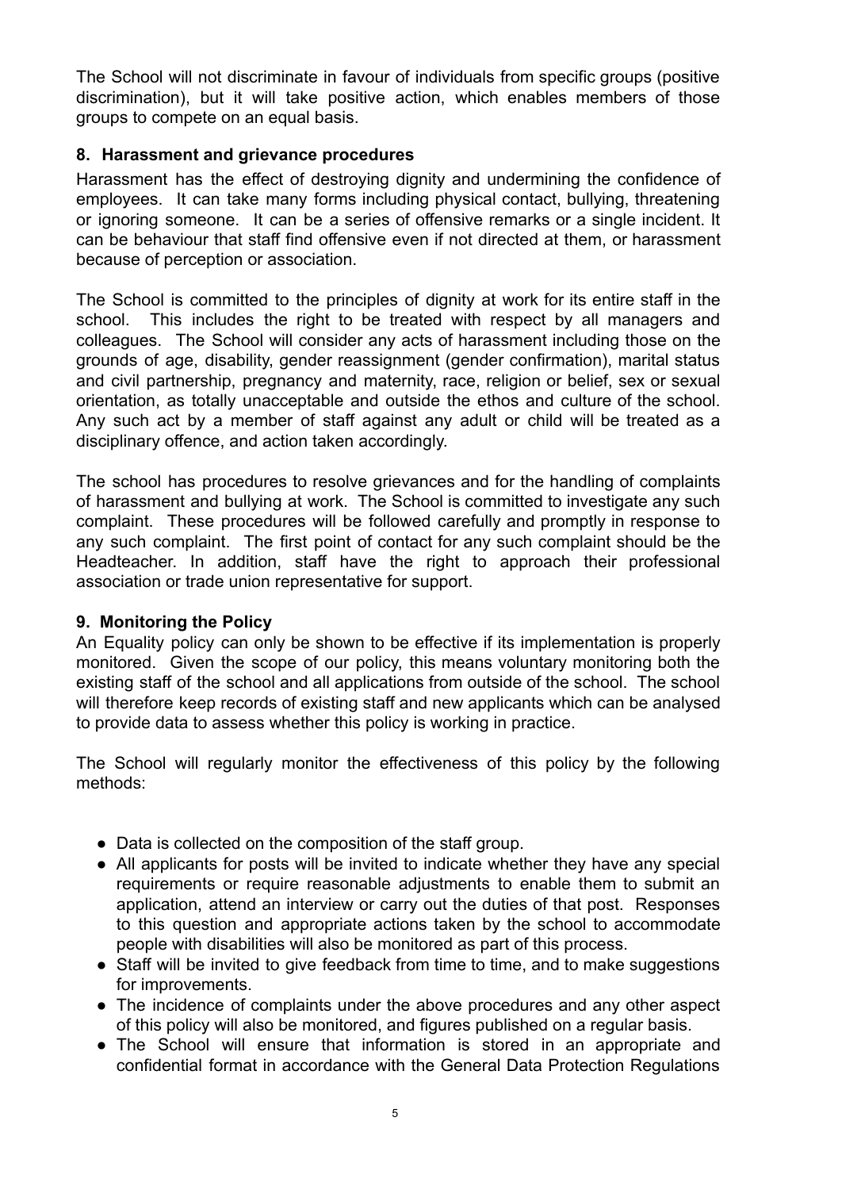The School will not discriminate in favour of individuals from specific groups (positive discrimination), but it will take positive action, which enables members of those groups to compete on an equal basis.

### 8. Harassment and grievance procedures

Harassment has the effect of destroying dignity and undermining the confidence of employees. It can take many forms including physical contact, bullying, threatening or ignoring someone. It can be a series of offensive remarks or a single incident. It can be behaviour that staff find offensive even if not directed at them, or harassment because of perception or association.

The School is committed to the principles of dignity at work for its entire staff in the school. This includes the right to be treated with respect by all managers and colleagues. The School will consider any acts of harassment including those on the grounds of age, disability, gender reassignment (gender confirmation), marital status and civil partnership, pregnancy and maternity, race, religion or belief, sex or sexual orientation, as totally unacceptable and outside the ethos and culture of the school. Any such act by a member of staff against any adult or child will be treated as a disciplinary offence, and action taken accordingly.

The school has procedures to resolve grievances and for the handling of complaints of harassment and bullying at work. The School is committed to investigate any such complaint. These procedures will be followed carefully and promptly in response to any such complaint. The first point of contact for any such complaint should be the Headteacher. In addition, staff have the right to approach their professional association or trade union representative for support.

### 9. Monitoring the Policy

An Equality policy can only be shown to be effective if its implementation is properly monitored. Given the scope of our policy, this means voluntary monitoring both the existing staff of the school and all applications from outside of the school. The school will therefore keep records of existing staff and new applicants which can be analysed to provide data to assess whether this policy is working in practice.

The School will regularly monitor the effectiveness of this policy by the following methods:

- Data is collected on the composition of the staff group.
- All applicants for posts will be invited to indicate whether they have any special requirements or require reasonable adjustments to enable them to submit an application, attend an interview or carry out the duties of that post. Responses to this question and appropriate actions taken by the school to accommodate people with disabilities will also be monitored as part of this process.
- Staff will be invited to give feedback from time to time, and to make suggestions for improvements.
- The incidence of complaints under the above procedures and any other aspect of this policy will also be monitored, and figures published on a regular basis.
- The School will ensure that information is stored in an appropriate and confidential format in accordance with the General Data Protection Regulations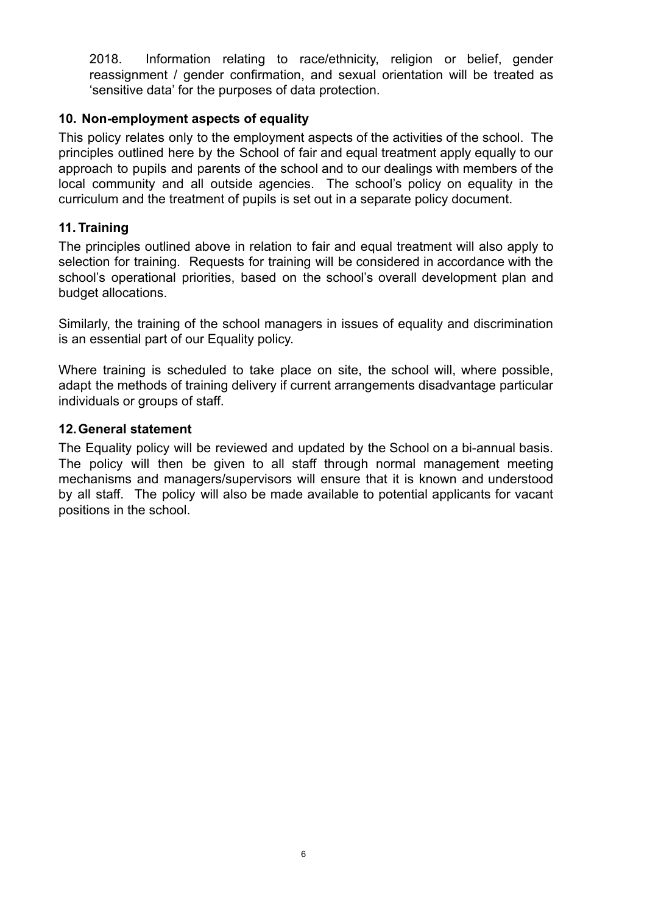2018. Information relating to race/ethnicity, religion or belief, gender reassignment / gender confirmation, and sexual orientation will be treated as 'sensitive data' for the purposes of data protection.

## 10. Non-employment aspects of equality

This policy relates only to the employment aspects of the activities of the school. The principles outlined here by the School of fair and equal treatment apply equally to our approach to pupils and parents of the school and to our dealings with members of the local community and all outside agencies. The school's policy on equality in the curriculum and the treatment of pupils is set out in a separate policy document.

## 11. Training

The principles outlined above in relation to fair and equal treatment will also apply to selection for training. Requests for training will be considered in accordance with the school's operational priorities, based on the school's overall development plan and budget allocations.

Similarly, the training of the school managers in issues of equality and discrimination is an essential part of our Equality policy.

Where training is scheduled to take place on site, the school will, where possible, adapt the methods of training delivery if current arrangements disadvantage particular individuals or groups of staff.

## 12. General statement

The Equality policy will be reviewed and updated by the School on a bi-annual basis. The policy will then be given to all staff through normal management meeting mechanisms and managers/supervisors will ensure that it is known and understood by all staff. The policy will also be made available to potential applicants for vacant positions in the school.